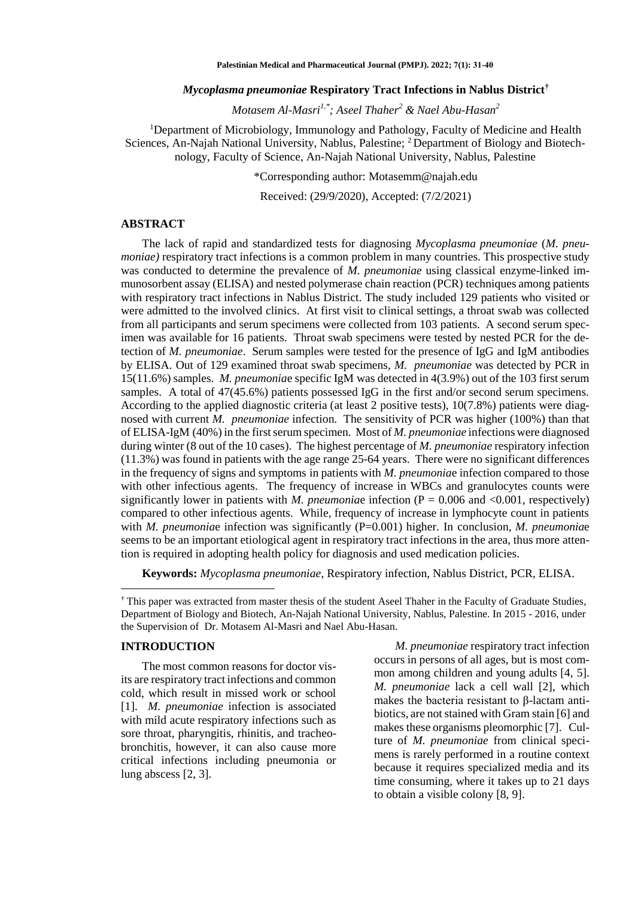# *Mycoplasma pneumoniae* Respiratory Tract Infections in Nablus District[†]

*Motasem Al-Masri[1,*]; Aseel Thaher[2] & Nael Abu-Hasan[2]*

[1]Department of Microbiology, Immunology and Pathology, Faculty of Medicine and Health Sciences, An-Najah National University, Nablus, Palestine; [2] Department of Biology and Biotechnology, Faculty of Science, An-Najah National University, Nablus, Palestine

*Corresponding author: Motasemm@najah.edu

Received: (29/9/2020), Accepted: (7/2/2021)

## ABSTRACT

The lack of rapid and standardized tests for diagnosing *Mycoplasma pneumoniae* (*M. pneumoniae)* respiratory tract infections is a common problem in many countries. This prospective study was conducted to determine the prevalence of *M. pneumoniae* using classical enzyme-linked immunosorbent assay (ELISA) and nested polymerase chain reaction (PCR) techniques among patients with respiratory tract infections in Nablus District. The study included 129 patients who visited or were admitted to the involved clinics. At first visit to clinical settings, a throat swab was collected from all participants and serum specimens were collected from 103 patients. A second serum specimen was available for 16 patients. Throat swab specimens were tested by nested PCR for the detection of *M. pneumoniae*. Serum samples were tested for the presence of IgG and IgM antibodies by ELISA. Out of 129 examined throat swab specimens, *M. pneumoniae* was detected by PCR in 15(11.6%) samples. *M. pneumoniae* specific IgM was detected in 4(3.9%) out of the 103 first serum samples. A total of 47(45.6%) patients possessed IgG in the first and/or second serum specimens. According to the applied diagnostic criteria (at least 2 positive tests), 10(7.8%) patients were diagnosed with current *M. pneumoniae* infection. The sensitivity of PCR was higher (100%) than that of ELISA-IgM (40%) in the first serum specimen. Most of *M. pneumoniae* infections were diagnosed during winter (8 out of the 10 cases). The highest percentage of *M. pneumoniae* respiratory infection (11.3%) was found in patients with the age range 25-64 years. There were no significant differences in the frequency of signs and symptoms in patients with *M. pneumoniae* infection compared to those with other infectious agents. The frequency of increase in WBCs and granulocytes counts were significantly lower in patients with *M. pneumoniae* infection ($P = 0.006$ and $<0.001$, respectively) compared to other infectious agents. While, frequency of increase in lymphocyte count in patients with *M. pneumoniae* infection was significantly ($P=0.001$) higher. In conclusion, *M. pneumoniae* seems to be an important etiological agent in respiratory tract infections in the area, thus more attention is required in adopting health policy for diagnosis and used medication policies.

**Keywords:** *Mycoplasma pneumoniae*, Respiratory infection, Nablus District, PCR, ELISA.

[†] This paper was extracted from master thesis of the student Aseel Thaher in the Faculty of Graduate Studies, Department of Biology and Biotech, An-Najah National University, Nablus, Palestine. In 2015 - 2016, under the Supervision of Dr. Motasem Al-Masri and Nael Abu-Hasan.

## INTRODUCTION

The most common reasons for doctor visits are respiratory tract infections and common cold, which result in missed work or school [1]. *M. pneumoniae* infection is associated with mild acute respiratory infections such as sore throat, pharyngitis, rhinitis, and tracheobronchitis, however, it can also cause more critical infections including pneumonia or lung abscess [2, 3].

*M. pneumoniae* respiratory tract infection occurs in persons of all ages, but is most common among children and young adults [4, 5]. *M. pneumoniae* lack a cell wall [2], which makes the bacteria resistant to β-lactam antibiotics, are not stained with Gram stain [6] and makes these organisms pleomorphic [7]. Culture of *M. pneumoniae* from clinical specimens is rarely performed in a routine context because it requires specialized media and its time consuming, where it takes up to 21 days to obtain a visible colony [8, 9].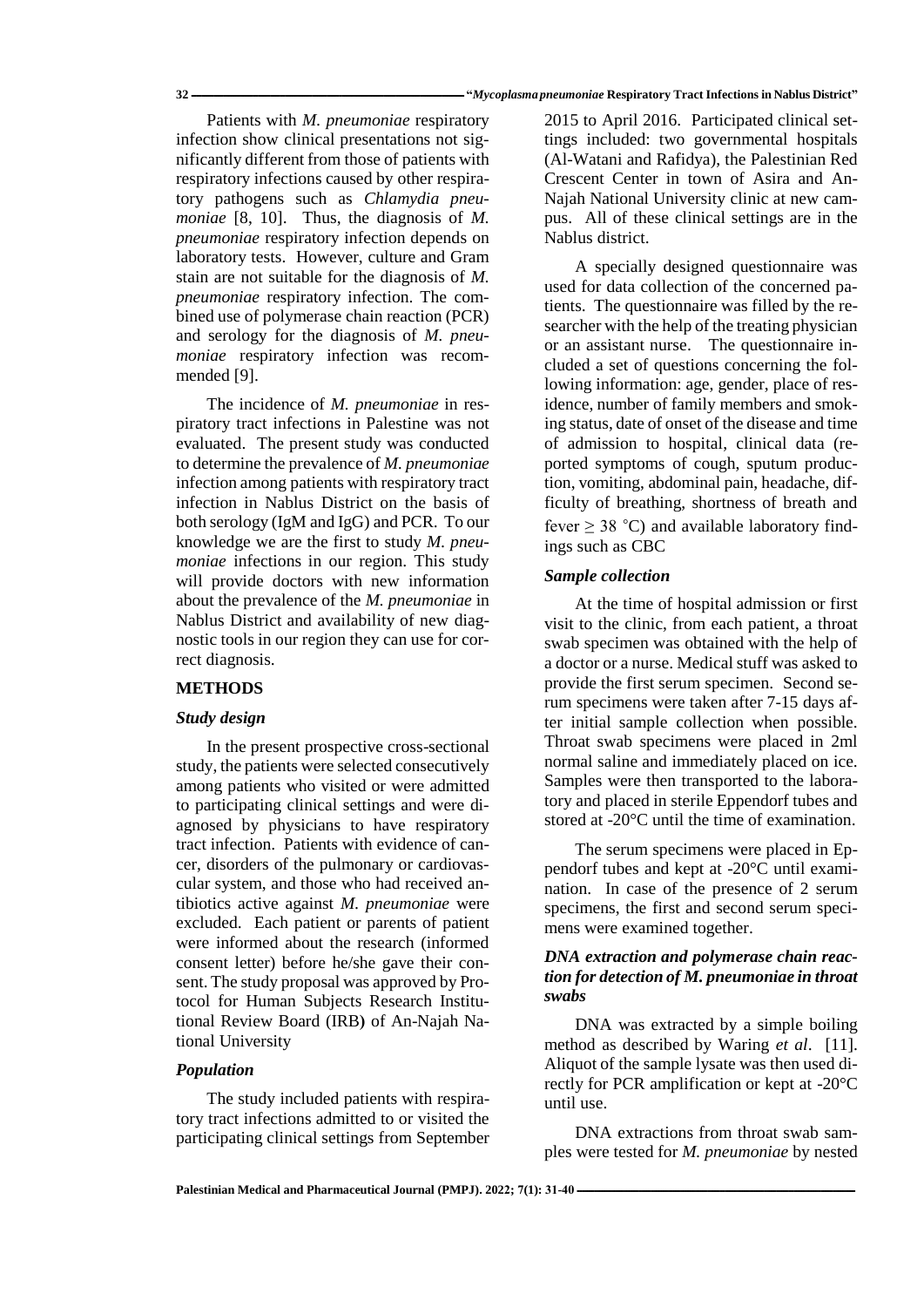Patients with *M. pneumoniae* respiratory infection show clinical presentations not significantly different from those of patients with respiratory infections caused by other respiratory pathogens such as *Chlamydia pneumoniae* [8, 10]. Thus, the diagnosis of *M. pneumoniae* respiratory infection depends on laboratory tests. However, culture and Gram stain are not suitable for the diagnosis of *M. pneumoniae* respiratory infection. The combined use of polymerase chain reaction (PCR) and serology for the diagnosis of *M. pneumoniae* respiratory infection was recommended [9].

The incidence of *M. pneumoniae* in respiratory tract infections in Palestine was not evaluated. The present study was conducted to determine the prevalence of *M. pneumoniae* infection among patients with respiratory tract infection in Nablus District on the basis of both serology (IgM and IgG) and PCR. To our knowledge we are the first to study *M. pneumoniae* infections in our region. This study will provide doctors with new information about the prevalence of the *M. pneumoniae* in Nablus District and availability of new diagnostic tools in our region they can use for correct diagnosis.

## METHODS

### *Study design*

In the present prospective cross-sectional study, the patients were selected consecutively among patients who visited or were admitted to participating clinical settings and were diagnosed by physicians to have respiratory tract infection. Patients with evidence of cancer, disorders of the pulmonary or cardiovascular system, and those who had received antibiotics active against *M. pneumoniae* were excluded. Each patient or parents of patient were informed about the research (informed consent letter) before he/she gave their consent. The study proposal was approved by Protocol for Human Subjects Research Institutional Review Board (IRB**)** of An-Najah National University

### *Population*

The study included patients with respiratory tract infections admitted to or visited the participating clinical settings from September 2015 to April 2016. Participated clinical settings included: two governmental hospitals (Al-Watani and Rafidya), the Palestinian Red Crescent Center in town of Asira and An-Najah National University clinic at new campus. All of these clinical settings are in the Nablus district.

A specially designed questionnaire was used for data collection of the concerned patients. The questionnaire was filled by the researcher with the help of the treating physician or an assistant nurse. The questionnaire included a set of questions concerning the following information: age, gender, place of residence, number of family members and smoking status, date of onset of the disease and time of admission to hospital, clinical data (reported symptoms of cough, sputum production, vomiting, abdominal pain, headache, difficulty of breathing, shortness of breath and fever $\geq 38$ °C) and available laboratory findings such as CBC

### *Sample collection*

At the time of hospital admission or first visit to the clinic, from each patient, a throat swab specimen was obtained with the help of a doctor or a nurse. Medical stuff was asked to provide the first serum specimen. Second serum specimens were taken after 7-15 days after initial sample collection when possible. Throat swab specimens were placed in 2ml normal saline and immediately placed on ice. Samples were then transported to the laboratory and placed in sterile Eppendorf tubes and stored at -20°C until the time of examination.

The serum specimens were placed in Eppendorf tubes and kept at -20°C until examination. In case of the presence of 2 serum specimens, the first and second serum specimens were examined together.

### *DNA extraction and polymerase chain reaction for detection of M. pneumoniae in throat swabs*

DNA was extracted by a simple boiling method as described by Waring *et al*. [11]. Aliquot of the sample lysate was then used directly for PCR amplification or kept at -20°C until use.

DNA extractions from throat swab samples were tested for *M. pneumoniae* by nested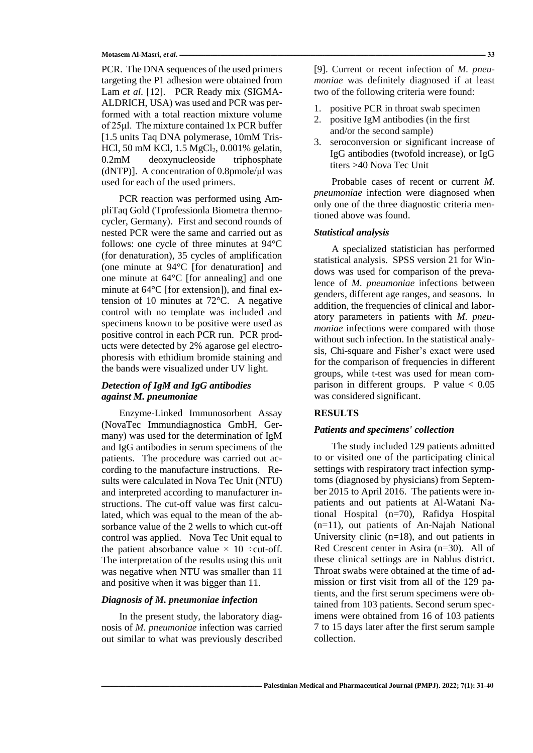PCR. The DNA sequences of the used primers targeting the P1 adhesion were obtained from Lam *et al.* [12]. PCR Ready mix (SIGMA-ALDRICH, USA) was used and PCR was performed with a total reaction mixture volume of 25μl. The mixture contained 1x PCR buffer [1.5 units Taq DNA polymerase, 10mM Tris-HCl, 50 mM KCl, 1.5 $MgCl_2$, 0.001% gelatin, 0.2mM deoxynucleoside triphosphate (dNTP)]. A concentration of 0.8pmole/μl was used for each of the used primers.

PCR reaction was performed using AmpliTaq Gold (Tprofessionla Biometra thermocycler, Germany). First and second rounds of nested PCR were the same and carried out as follows: one cycle of three minutes at 94°C (for denaturation), 35 cycles of amplification (one minute at 94°C [for denaturation] and one minute at 64°C [for annealing] and one minute at 64°C [for extension]), and final extension of 10 minutes at 72°C. A negative control with no template was included and specimens known to be positive were used as positive control in each PCR run. PCR products were detected by 2% agarose gel electrophoresis with ethidium bromide staining and the bands were visualized under UV light.

### *Detection of IgM and IgG antibodies against M. pneumoniae*

Enzyme-Linked Immunosorbent Assay (NovaTec Immundiagnostica GmbH, Germany) was used for the determination of IgM and IgG antibodies in serum specimens of the patients. The procedure was carried out according to the manufacture instructions. Results were calculated in Nova Tec Unit (NTU) and interpreted according to manufacturer instructions. The cut-off value was first calculated, which was equal to the mean of the absorbance value of the 2 wells to which cut-off control was applied. Nova Tec Unit equal to the patient absorbance value × 10 ÷cut-off. The interpretation of the results using this unit was negative when NTU was smaller than 11 and positive when it was bigger than 11.

### *Diagnosis of M. pneumoniae infection*

In the present study, the laboratory diagnosis of *M. pneumoniae* infection was carried out similar to what was previously described [9]. Current or recent infection of *M. pneumoniae* was definitely diagnosed if at least two of the following criteria were found:

1. positive PCR in throat swab specimen
2. positive IgM antibodies (in the first and/or the second sample)
3. seroconversion or significant increase of IgG antibodies (twofold increase), or IgG titers >40 Nova Tec Unit

Probable cases of recent or current *M. pneumoniae* infection were diagnosed when only one of the three diagnostic criteria mentioned above was found.

### *Statistical analysis*

A specialized statistician has performed statistical analysis. SPSS version 21 for Windows was used for comparison of the prevalence of *M. pneumoniae* infections between genders, different age ranges, and seasons. In addition, the frequencies of clinical and laboratory parameters in patients with *M. pneumoniae* infections were compared with those without such infection. In the statistical analysis, Chi-square and Fisher's exact were used for the comparison of frequencies in different groups, while t-test was used for mean comparison in different groups. P value $< 0.05$ was considered significant.

## RESULTS

### *Patients and specimens' collection*

The study included 129 patients admitted to or visited one of the participating clinical settings with respiratory tract infection symptoms (diagnosed by physicians) from September 2015 to April 2016. The patients were inpatients and out patients at Al-Watani National Hospital (n=70), Rafidya Hospital (n=11), out patients of An-Najah National University clinic (n=18), and out patients in Red Crescent center in Asira (n=30). All of these clinical settings are in Nablus district. Throat swabs were obtained at the time of admission or first visit from all of the 129 patients, and the first serum specimens were obtained from 103 patients. Second serum specimens were obtained from 16 of 103 patients 7 to 15 days later after the first serum sample collection.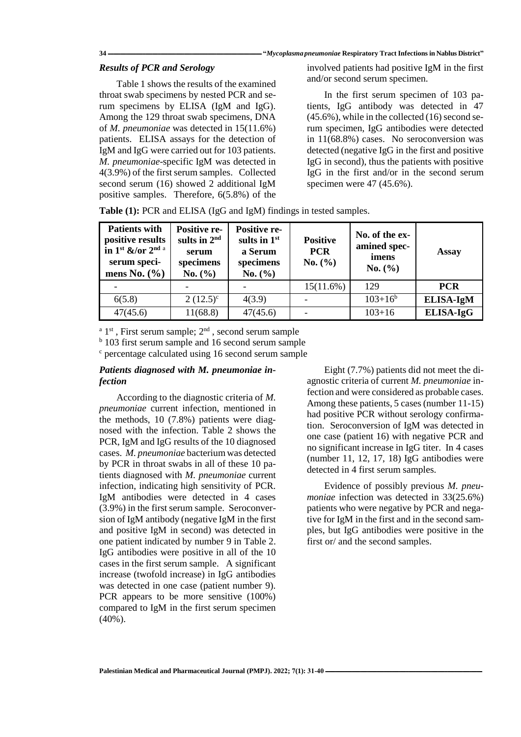### *Results of PCR and Serology*

Table 1 shows the results of the examined throat swab specimens by nested PCR and serum specimens by ELISA (IgM and IgG). Among the 129 throat swab specimens, DNA of *M. pneumoniae* was detected in 15(11.6%) patients. ELISA assays for the detection of IgM and IgG were carried out for 103 patients. *M. pneumoniae*-specific IgM was detected in 4(3.9%) of the first serum samples. Collected second serum (16) showed 2 additional IgM positive samples. Therefore, 6(5.8%) of the involved patients had positive IgM in the first and/or second serum specimen.

In the first serum specimen of 103 patients, IgG antibody was detected in 47 (45.6%), while in the collected (16) second serum specimen, IgG antibodies were detected in 11(68.8%) cases. No seroconversion was detected (negative IgG in the first and positive IgG in second), thus the patients with positive IgG in the first and/or in the second serum specimen were 47 (45.6%).

**Table (1):** PCR and ELISA (IgG and IgM) findings in tested samples.

| Patients with positive results in 1st &/or 2nd [a] serum specimens No. (%) | Positive results in 2nd serum specimens No. (%) | Positive results in 1st a Serum specimens No. (%) | Positive PCR No. (%) | No. of the examined specimens No. (%) | Assay |
|---|---|---|---|---|---|
| - | - | - | 15(11.6%) | 129 | **PCR** |
| 6(5.8) | 2 (12.5)[c] | 4(3.9) | - | 103+16[b] | **ELISA-IgM** |
| 47(45.6) | 11(68.8) | 47(45.6) | - | 103+16 | **ELISA-IgG** |

[a] 1st , First serum sample; 2nd , second serum sample

[b] 103 first serum sample and 16 second serum sample

[c] percentage calculated using 16 second serum sample

### *Patients diagnosed with M. pneumoniae infection*

According to the diagnostic criteria of *M. pneumoniae* current infection, mentioned in the methods, 10 (7.8%) patients were diagnosed with the infection. Table 2 shows the PCR, IgM and IgG results of the 10 diagnosed cases. *M. pneumoniae* bacterium was detected by PCR in throat swabs in all of these 10 patients diagnosed with *M. pneumoniae* current infection, indicating high sensitivity of PCR. IgM antibodies were detected in 4 cases (3.9%) in the first serum sample. Seroconversion of IgM antibody (negative IgM in the first and positive IgM in second) was detected in one patient indicated by number 9 in Table 2. IgG antibodies were positive in all of the 10 cases in the first serum sample. A significant increase (twofold increase) in IgG antibodies was detected in one case (patient number 9). PCR appears to be more sensitive (100%) compared to IgM in the first serum specimen (40%).

Eight (7.7%) patients did not meet the diagnostic criteria of current *M. pneumoniae* infection and were considered as probable cases. Among these patients, 5 cases (number 11-15) had positive PCR without serology confirmation. Seroconversion of IgM was detected in one case (patient 16) with negative PCR and no significant increase in IgG titer. In 4 cases (number 11, 12, 17, 18) IgG antibodies were detected in 4 first serum samples.

Evidence of possibly previous *M. pneumoniae* infection was detected in 33(25.6%) patients who were negative by PCR and negative for IgM in the first and in the second samples, but IgG antibodies were positive in the first or/ and the second samples.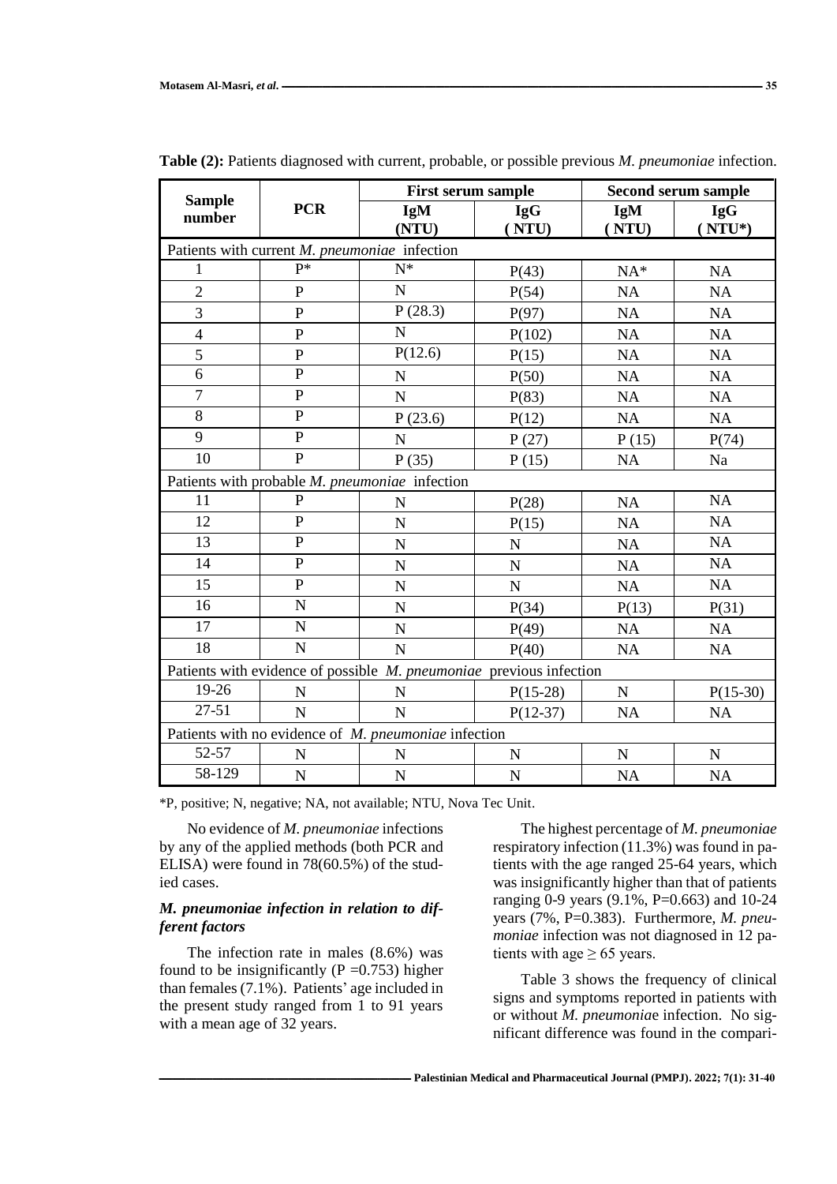**Table (2):** Patients diagnosed with current, probable, or possible previous *M. pneumoniae* infection.

| Sample number | PCR | First serum sample | | Second serum sample | |
|---|---|---|---|---|---|
| | | IgM (NTU) | IgG ( NTU) | IgM ( NTU) | IgG ( NTU*) |
| Patients with current *M. pneumoniae* infection | | | | | |
| 1 | P* | N* | P(43) | NA* | NA |
| 2 | P | N | P(54) | NA | NA |
| 3 | P | P (28.3) | P(97) | NA | NA |
| 4 | P | N | P(102) | NA | NA |
| 5 | P | P(12.6) | P(15) | NA | NA |
| 6 | P | N | P(50) | NA | NA |
| 7 | P | N | P(83) | NA | NA |
| 8 | P | P (23.6) | P(12) | NA | NA |
| 9 | P | N | P (27) | P (15) | P(74) |
| 10 | P | P (35) | P (15) | NA | Na |
| Patients with probable *M. pneumoniae* infection | | | | | |
| 11 | P | N | P(28) | NA | NA |
| 12 | P | N | P(15) | NA | NA |
| 13 | P | N | N | NA | NA |
| 14 | P | N | N | NA | NA |
| 15 | P | N | N | NA | NA |
| 16 | N | N | P(34) | P(13) | P(31) |
| 17 | N | N | P(49) | NA | NA |
| 18 | N | N | P(40) | NA | NA |
| Patients with evidence of possible *M. pneumoniae* previous infection | | | | | |
| 19-26 | N | N | P(15-28) | N | P(15-30) |
| 27-51 | N | N | P(12-37) | NA | NA |
| Patients with no evidence of *M. pneumoniae* infection | | | | | |
| 52-57 | N | N | N | N | N |
| 58-129 | N | N | N | NA | NA |

*P, positive; N, negative; NA, not available; NTU, Nova Tec Unit.

No evidence of *M. pneumoniae* infections by any of the applied methods (both PCR and ELISA) were found in 78(60.5%) of the studied cases.

### *M. pneumoniae infection in relation to different factors*

The infection rate in males (8.6%) was found to be insignificantly ($P = 0.753$) higher than females (7.1%). Patients' age included in the present study ranged from 1 to 91 years with a mean age of 32 years.

The highest percentage of *M. pneumoniae* respiratory infection (11.3%) was found in patients with the age ranged 25-64 years, which was insignificantly higher than that of patients ranging 0-9 years (9.1%, $P = 0.663$) and 10-24 years (7%, $P = 0.383$). Furthermore, *M. pneumoniae* infection was not diagnosed in 12 patients with age $\geq 65$ years.

Table 3 shows the frequency of clinical signs and symptoms reported in patients with or without *M. pneumoniae* infection. No significant difference was found in the compari-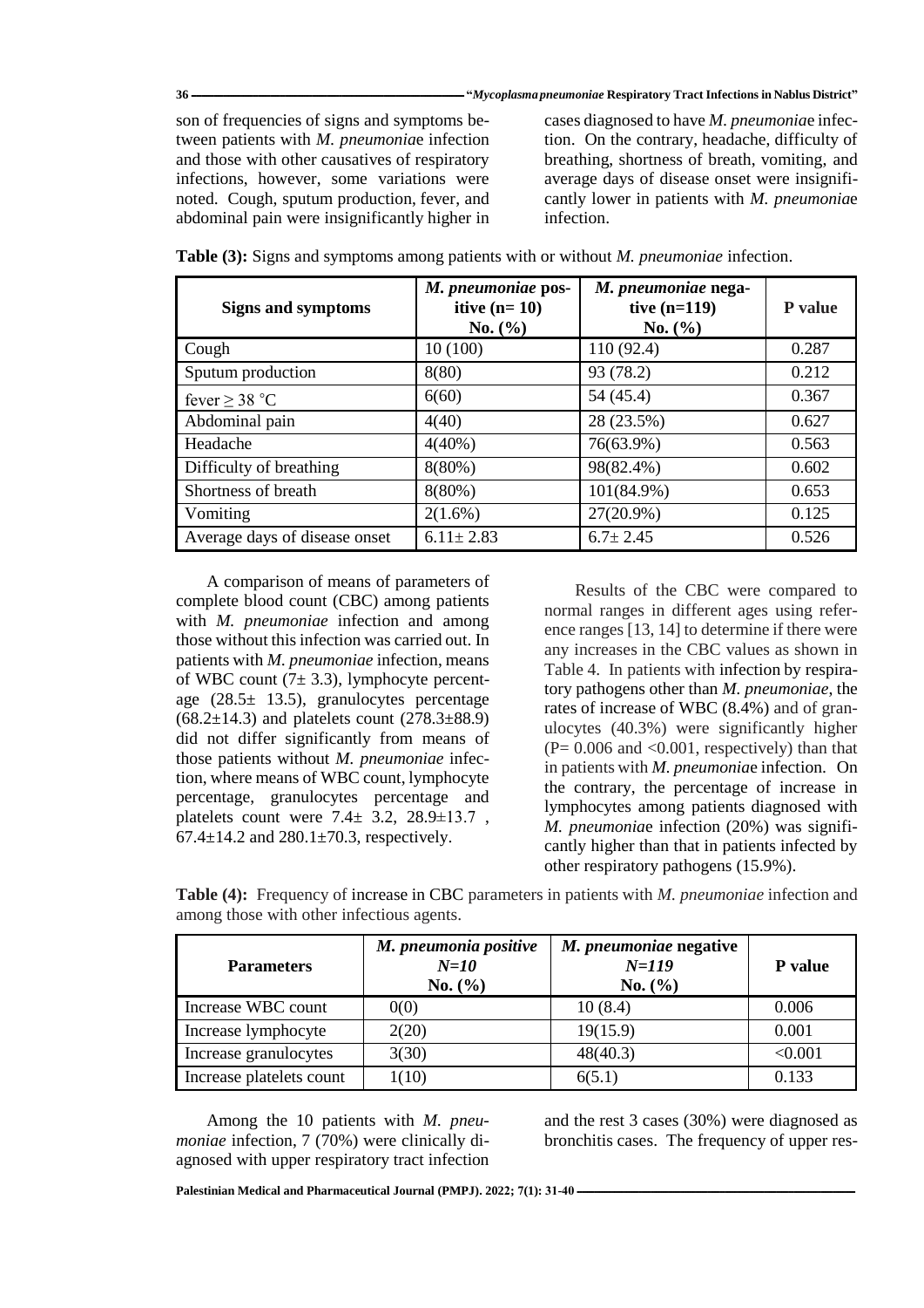son of frequencies of signs and symptoms between patients with *M. pneumonia*e infection and those with other causatives of respiratory infections, however, some variations were noted. Cough, sputum production, fever, and abdominal pain were insignificantly higher in cases diagnosed to have *M. pneumonia*e infection. On the contrary, headache, difficulty of breathing, shortness of breath, vomiting, and average days of disease onset were insignificantly lower in patients with *M. pneumonia*e infection.

**Table (3):** Signs and symptoms among patients with or without *M. pneumoniae* infection.

| Signs and symptoms | *M. pneumoniae* positive (n= 10) No. (%) | *M. pneumoniae* negative (n=119) No. (%) | P value |
|---|---|---|---|
| Cough | 10 (100) | 110 (92.4) | 0.287 |
| Sputum production | 8(80) | 93 (78.2) | 0.212 |
| fever ≥ 38 °C | 6(60) | 54 (45.4) | 0.367 |
| Abdominal pain | 4(40) | 28 (23.5%) | 0.627 |
| Headache | 4(40%) | 76(63.9%) | 0.563 |
| Difficulty of breathing | 8(80%) | 98(82.4%) | 0.602 |
| Shortness of breath | 8(80%) | 101(84.9%) | 0.653 |
| Vomiting | 2(1.6%) | 27(20.9%) | 0.125 |
| Average days of disease onset | 6.11± 2.83 | 6.7± 2.45 | 0.526 |

A comparison of means of parameters of complete blood count (CBC) among patients with *M. pneumoniae* infection and among those without this infection was carried out. In patients with *M. pneumoniae* infection, means of WBC count (7± 3.3), lymphocyte percentage (28.5± 13.5), granulocytes percentage (68.2±14.3) and platelets count (278.3±88.9) did not differ significantly from means of those patients without *M. pneumoniae* infection, where means of WBC count, lymphocyte percentage, granulocytes percentage and platelets count were 7.4± 3.2, 28.9±13.7 , 67.4±14.2 and 280.1±70.3, respectively.

Results of the CBC were compared to normal ranges in different ages using reference ranges [13, 14] to determine if there were any increases in the CBC values as shown in Table 4. In patients with infection by respiratory pathogens other than *M. pneumoniae*, the rates of increase of WBC (8.4%) and of granulocytes (40.3%) were significantly higher (P= 0.006 and <0.001, respectively) than that in patients with *M. pneumonia*e infection. On the contrary, the percentage of increase in lymphocytes among patients diagnosed with *M. pneumonia*e infection (20%) was significantly higher than that in patients infected by other respiratory pathogens (15.9%).

**Table (4):** Frequency of increase in CBC parameters in patients with *M. pneumoniae* infection and among those with other infectious agents.

| Parameters | *M. pneumonia positive* *N=10* No. (%) | *M. pneumoniae* negative *N=119* No. (%) | P value |
|---|---|---|---|
| Increase WBC count | 0(0) | 10 (8.4) | 0.006 |
| Increase lymphocyte | 2(20) | 19(15.9) | 0.001 |
| Increase granulocytes | 3(30) | 48(40.3) | <0.001 |
| Increase platelets count | 1(10) | 6(5.1) | 0.133 |

Among the 10 patients with *M. pneumoniae* infection, 7 (70%) were clinically diagnosed with upper respiratory tract infection and the rest 3 cases (30%) were diagnosed as bronchitis cases. The frequency of upper res-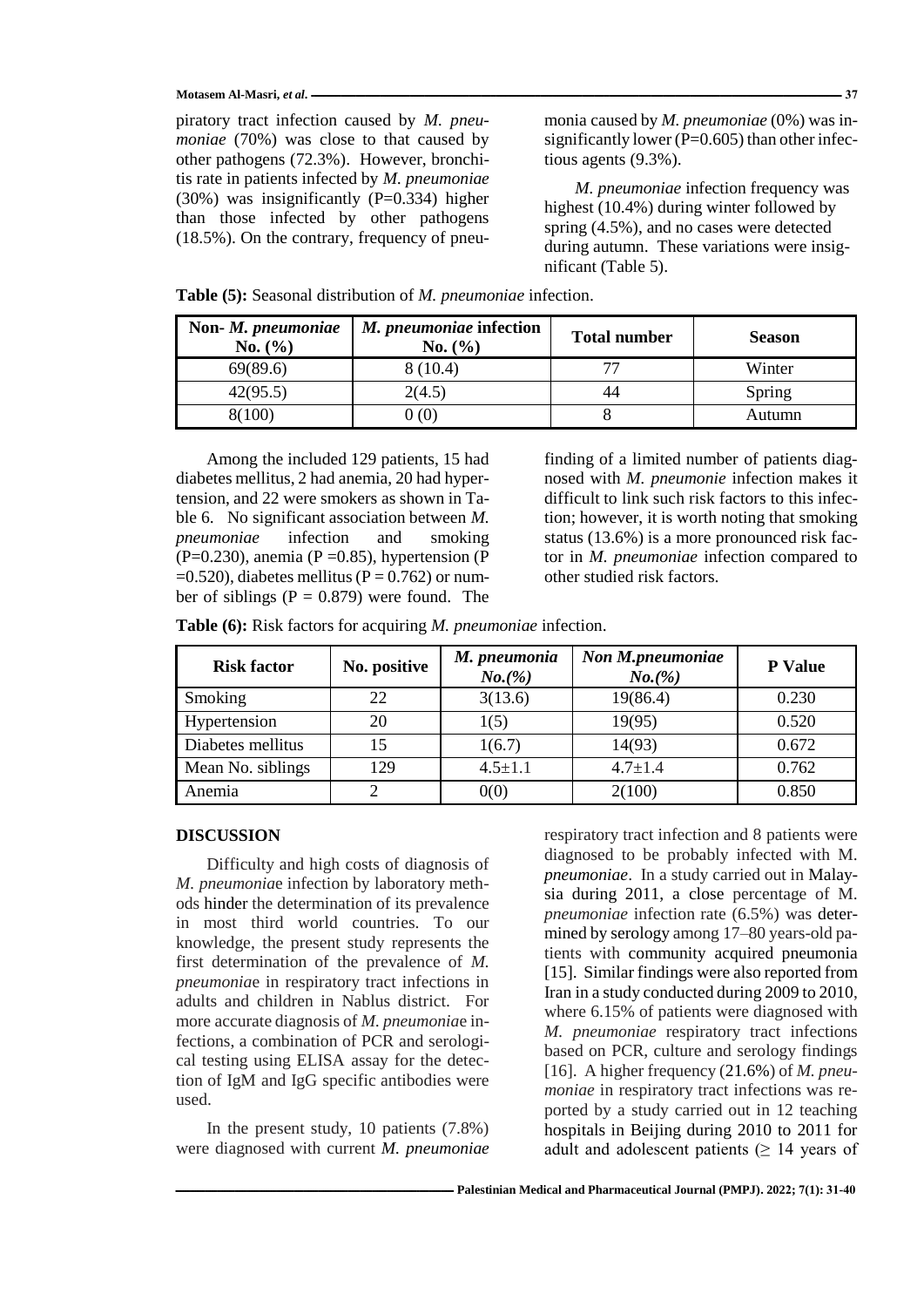piratory tract infection caused by *M. pneumoniae* (70%) was close to that caused by other pathogens (72.3%). However, bronchitis rate in patients infected by *M. pneumoniae* (30%) was insignificantly (P=0.334) higher than those infected by other pathogens (18.5%). On the contrary, frequency of pneumonia caused by *M. pneumoniae* (0%) was insignificantly lower (P=0.605) than other infectious agents (9.3%).

*M. pneumoniae* infection frequency was highest (10.4%) during winter followed by spring (4.5%), and no cases were detected during autumn. These variations were insignificant (Table 5).

**Table (5):** Seasonal distribution of *M. pneumoniae* infection.

| Non- *M. pneumoniae* No. (%) | *M. pneumoniae* infection No. (%) | Total number | Season |
|---|---|---|---|
| 69(89.6) | 8 (10.4) | 77 | Winter |
| 42(95.5) | 2(4.5) | 44 | Spring |
| 8(100) | 0 (0) | 8 | Autumn |

Among the included 129 patients, 15 had diabetes mellitus, 2 had anemia, 20 had hypertension, and 22 were smokers as shown in Table 6. No significant association between *M. pneumoniae* infection and smoking (P=0.230), anemia (P =0.85), hypertension (P =0.520), diabetes mellitus (P = 0.762) or number of siblings (P = 0.879) were found. The finding of a limited number of patients diagnosed with *M. pneumonie* infection makes it difficult to link such risk factors to this infection; however, it is worth noting that smoking status (13.6%) is a more pronounced risk factor in *M. pneumoniae* infection compared to other studied risk factors.

**Table (6):** Risk factors for acquiring *M. pneumoniae* infection.

| Risk factor | No. positive | *M. pneumonia No.(%)* | *Non M.pneumoniae No.(%)* | P Value |
|---|---|---|---|---|
| Smoking | 22 | 3(13.6) | 19(86.4) | 0.230 |
| Hypertension | 20 | 1(5) | 19(95) | 0.520 |
| Diabetes mellitus | 15 | 1(6.7) | 14(93) | 0.672 |
| Mean No. siblings | 129 | 4.5±1.1 | 4.7±1.4 | 0.762 |
| Anemia | 2 | 0(0) | 2(100) | 0.850 |

## DISCUSSION

Difficulty and high costs of diagnosis of *M. pneumoniae* infection by laboratory methods hinder the determination of its prevalence in most third world countries. To our knowledge, the present study represents the first determination of the prevalence of *M. pneumoniae* in respiratory tract infections in adults and children in Nablus district. For more accurate diagnosis of *M. pneumoniae* infections, a combination of PCR and serological testing using ELISA assay for the detection of IgM and IgG specific antibodies were used.

In the present study, 10 patients (7.8%) were diagnosed with current *M. pneumoniae* respiratory tract infection and 8 patients were diagnosed to be probably infected with M. *pneumoniae*. In a study carried out in Malaysia during 2011, a close percentage of M. *pneumoniae* infection rate (6.5%) was determined by serology among 17–80 years-old patients with community acquired pneumonia [15]. Similar findings were also reported from Iran in a study conducted during 2009 to 2010, where 6.15% of patients were diagnosed with *M. pneumoniae* respiratory tract infections based on PCR, culture and serology findings [16]. A higher frequency (21.6%) of *M. pneumoniae* in respiratory tract infections was reported by a study carried out in 12 teaching hospitals in Beijing during 2010 to 2011 for adult and adolescent patients (≥ 14 years of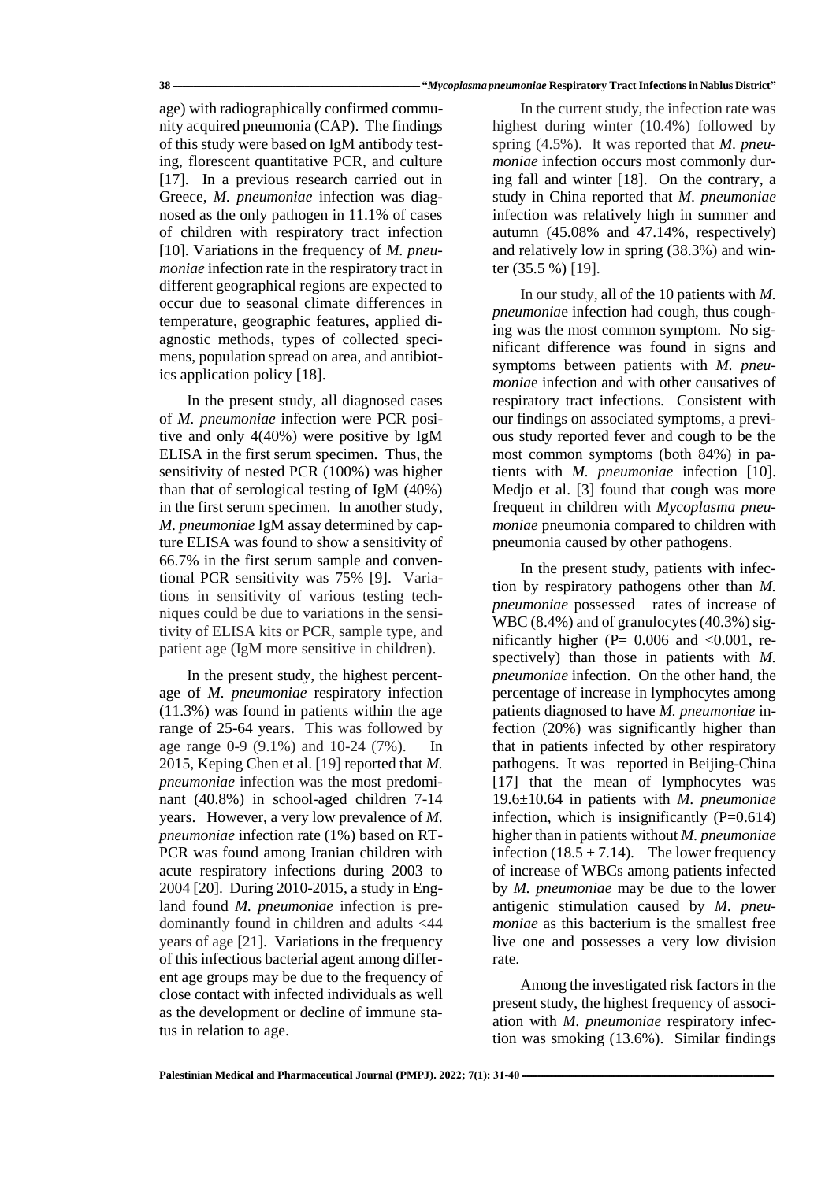age) with radiographically confirmed community acquired pneumonia (CAP). The findings of this study were based on IgM antibody testing, florescent quantitative PCR, and culture [17]. In a previous research carried out in Greece, *M. pneumoniae* infection was diagnosed as the only pathogen in 11.1% of cases of children with respiratory tract infection [10]. Variations in the frequency of *M. pneumoniae* infection rate in the respiratory tract in different geographical regions are expected to occur due to seasonal climate differences in temperature, geographic features, applied diagnostic methods, types of collected specimens, population spread on area, and antibiotics application policy [18].

In the present study, all diagnosed cases of *M. pneumoniae* infection were PCR positive and only 4(40%) were positive by IgM ELISA in the first serum specimen. Thus, the sensitivity of nested PCR (100%) was higher than that of serological testing of IgM (40%) in the first serum specimen. In another study, *M. pneumoniae* IgM assay determined by capture ELISA was found to show a sensitivity of 66.7% in the first serum sample and conventional PCR sensitivity was 75% [9]. Variations in sensitivity of various testing techniques could be due to variations in the sensitivity of ELISA kits or PCR, sample type, and patient age (IgM more sensitive in children).

In the present study, the highest percentage of *M. pneumoniae* respiratory infection (11.3%) was found in patients within the age range of 25-64 years. This was followed by age range 0-9 (9.1%) and 10-24 (7%). In 2015, Keping Chen et al. [19] reported that *M. pneumoniae* infection was the most predominant (40.8%) in school-aged children 7-14 years. However, a very low prevalence of *M. pneumoniae* infection rate (1%) based on RT-PCR was found among Iranian children with acute respiratory infections during 2003 to 2004 [20]. During 2010-2015, a study in England found *M. pneumoniae* infection is predominantly found in children and adults <44 years of age [21]. Variations in the frequency of this infectious bacterial agent among different age groups may be due to the frequency of close contact with infected individuals as well as the development or decline of immune status in relation to age.

In the current study, the infection rate was highest during winter (10.4%) followed by spring (4.5%). It was reported that *M. pneumoniae* infection occurs most commonly during fall and winter [18]. On the contrary, a study in China reported that *M. pneumoniae* infection was relatively high in summer and autumn (45.08% and 47.14%, respectively) and relatively low in spring (38.3%) and winter (35.5 %) [19].

In our study, all of the 10 patients with *M. pneumoniae* infection had cough, thus coughing was the most common symptom. No significant difference was found in signs and symptoms between patients with *M. pneumoniae* infection and with other causatives of respiratory tract infections. Consistent with our findings on associated symptoms, a previous study reported fever and cough to be the most common symptoms (both 84%) in patients with *M. pneumoniae* infection [10]. Medjo et al. [3] found that cough was more frequent in children with *Mycoplasma pneumoniae* pneumonia compared to children with pneumonia caused by other pathogens.

In the present study, patients with infection by respiratory pathogens other than *M. pneumoniae* possessed rates of increase of WBC (8.4%) and of granulocytes (40.3%) significantly higher (P= 0.006 and <0.001, respectively) than those in patients with *M. pneumoniae* infection. On the other hand, the percentage of increase in lymphocytes among patients diagnosed to have *M. pneumoniae* infection (20%) was significantly higher than that in patients infected by other respiratory pathogens. It was reported in Beijing-China [17] that the mean of lymphocytes was 19.6±10.64 in patients with *M. pneumoniae* infection, which is insignificantly (P=0.614) higher than in patients without *M. pneumoniae* infection (18.5 ± 7.14). The lower frequency of increase of WBCs among patients infected by *M. pneumoniae* may be due to the lower antigenic stimulation caused by *M. pneumoniae* as this bacterium is the smallest free live one and possesses a very low division rate.

Among the investigated risk factors in the present study, the highest frequency of association with *M. pneumoniae* respiratory infection was smoking (13.6%). Similar findings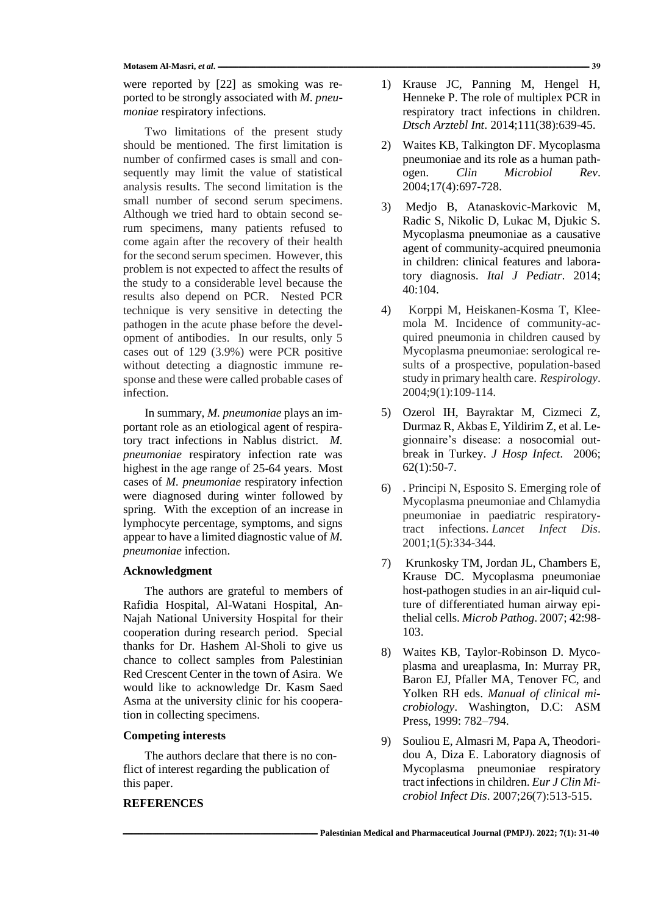were reported by [22] as smoking was reported to be strongly associated with *M. pneumoniae* respiratory infections.

Two limitations of the present study should be mentioned. The first limitation is number of confirmed cases is small and consequently may limit the value of statistical analysis results. The second limitation is the small number of second serum specimens. Although we tried hard to obtain second serum specimens, many patients refused to come again after the recovery of their health for the second serum specimen. However, this problem is not expected to affect the results of the study to a considerable level because the results also depend on PCR. Nested PCR technique is very sensitive in detecting the pathogen in the acute phase before the development of antibodies. In our results, only 5 cases out of 129 (3.9%) were PCR positive without detecting a diagnostic immune response and these were called probable cases of infection.

In summary, *M. pneumoniae* plays an important role as an etiological agent of respiratory tract infections in Nablus district. *M. pneumoniae* respiratory infection rate was highest in the age range of 25-64 years. Most cases of *M. pneumoniae* respiratory infection were diagnosed during winter followed by spring. With the exception of an increase in lymphocyte percentage, symptoms, and signs appear to have a limited diagnostic value of *M. pneumoniae* infection.

### Acknowledgment

The authors are grateful to members of Rafidia Hospital, Al-Watani Hospital, An-Najah National University Hospital for their cooperation during research period. Special thanks for Dr. Hashem Al-Sholi to give us chance to collect samples from Palestinian Red Crescent Center in the town of Asira. We would like to acknowledge Dr. Kasm Saed Asma at the university clinic for his cooperation in collecting specimens.

### Competing interests

The authors declare that there is no conflict of interest regarding the publication of this paper.

### REFERENCES

1) Krause JC, Panning M, Hengel H, Henneke P. The role of multiplex PCR in respiratory tract infections in children. *Dtsch Arztebl Int*. 2014;111(38):639-45.
2) Waites KB, Talkington DF. Mycoplasma pneumoniae and its role as a human pathogen. *Clin Microbiol Rev*. 2004;17(4):697-728.
3) Medjo B, Atanaskovic-Markovic M, Radic S, Nikolic D, Lukac M, Djukic S. Mycoplasma pneumoniae as a causative agent of community-acquired pneumonia in children: clinical features and laboratory diagnosis. *Ital J Pediatr*. 2014; 40:104.
4) Korppi M, Heiskanen-Kosma T, Kleemola M. Incidence of community-acquired pneumonia in children caused by Mycoplasma pneumoniae: serological results of a prospective, population-based study in primary health care. *Respirology*. 2004;9(1):109-114.
5) Ozerol IH, Bayraktar M, Cizmeci Z, Durmaz R, Akbas E, Yildirim Z, et al. Legionnaire's disease: a nosocomial outbreak in Turkey. *J Hosp Infect*. 2006; 62(1):50-7.
6) . Principi N, Esposito S. Emerging role of Mycoplasma pneumoniae and Chlamydia pneumoniae in paediatric respiratory-tract infections. *Lancet Infect Dis*. 2001;1(5):334-344.
7) Krunkosky TM, Jordan JL, Chambers E, Krause DC. Mycoplasma pneumoniae host-pathogen studies in an air-liquid culture of differentiated human airway epithelial cells. *Microb Pathog*. 2007; 42:98-103.
8) Waites KB, Taylor-Robinson D. Mycoplasma and ureaplasma, In: Murray PR, Baron EJ, Pfaller MA, Tenover FC, and Yolken RH eds. *Manual of clinical microbiology*. Washington, D.C: ASM Press, 1999: 782–794.
9) Souliou E, Almasri M, Papa A, Theodoridou A, Diza E. Laboratory diagnosis of Mycoplasma pneumoniae respiratory tract infections in children. *Eur J Clin Microbiol Infect Dis*. 2007;26(7):513-515.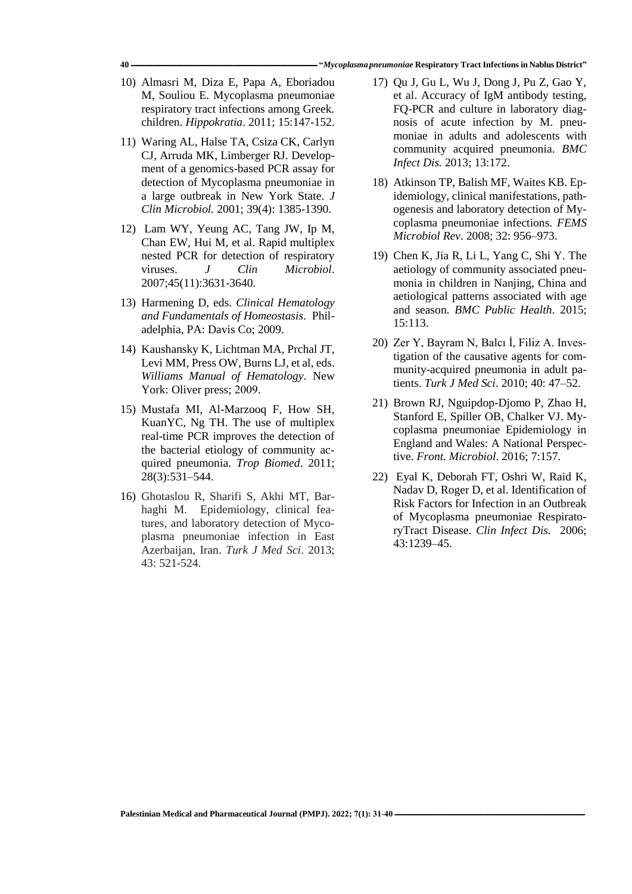10) Almasri M, Diza E, Papa A, Eboriadou M, Souliou E. Mycoplasma pneumoniae respiratory tract infections among Greek. children. *Hippokratia*. 2011; 15:147-152.

11) Waring AL, Halse TA, Csiza CK, Carlyn CJ, Arruda MK, Limberger RJ. Development of a genomics-based PCR assay for detection of Mycoplasma pneumoniae in a large outbreak in New York State. *J Clin Microbiol.* 2001; 39(4): 1385-1390.

12) Lam WY, Yeung AC, Tang JW, Ip M, Chan EW, Hui M, et al. Rapid multiplex nested PCR for detection of respiratory viruses. *J Clin Microbiol*. 2007;45(11):3631-3640.

13) Harmening D, eds. *Clinical Hematology and Fundamentals of Homeostasis*. Philadelphia, PA: Davis Co; 2009.

14) Kaushansky K, Lichtman MA, Prchal JT, Levi MM, Press OW, Burns LJ, et al, eds. *Williams Manual of Hematology*. New York: Oliver press; 2009.

15) Mustafa MI, Al-Marzooq F, How SH, KuanYC, Ng TH. The use of multiplex real-time PCR improves the detection of the bacterial etiology of community acquired pneumonia. *Trop Biomed*. 2011; 28(3):531–544.

16) Ghotaslou R, Sharifi S, Akhi MT, Barhaghi M. Epidemiology, clinical features, and laboratory detection of Mycoplasma pneumoniae infection in East Azerbaijan, Iran. *Turk J Med Sci*. 2013; 43: 521-524.

17) Qu J, Gu L, Wu J, Dong J, Pu Z, Gao Y, et al. Accuracy of IgM antibody testing, FQ-PCR and culture in laboratory diagnosis of acute infection by M. pneumoniae in adults and adolescents with community acquired pneumonia. *BMC Infect Dis.* 2013; 13:172.

18) Atkinson TP, Balish MF, Waites KB. Epidemiology, clinical manifestations, pathogenesis and laboratory detection of Mycoplasma pneumoniae infections. *FEMS Microbiol Rev*. 2008; 32: 956–973.

19) Chen K, Jia R, Li L, Yang C, Shi Y. The aetiology of community associated pneumonia in children in Nanjing, China and aetiological patterns associated with age and season. *BMC Public Health*. 2015; 15:113.

20) Zer Y, Bayram N, Balcı İ, Filiz A. Investigation of the causative agents for community-acquired pneumonia in adult patients. *Turk J Med Sci*. 2010; 40: 47–52.

21) Brown RJ, Nguipdop-Djomo P, Zhao H, Stanford E, Spiller OB, Chalker VJ. Mycoplasma pneumoniae Epidemiology in England and Wales: A National Perspective. *Front. Microbiol*. 2016; 7:157.

22) Eyal K, Deborah FT, Oshri W, Raid K, Nadav D, Roger D, et al. Identification of Risk Factors for Infection in an Outbreak of Mycoplasma pneumoniae RespiratoryTract Disease. *Clin Infect Dis.* 2006; 43:1239–45.